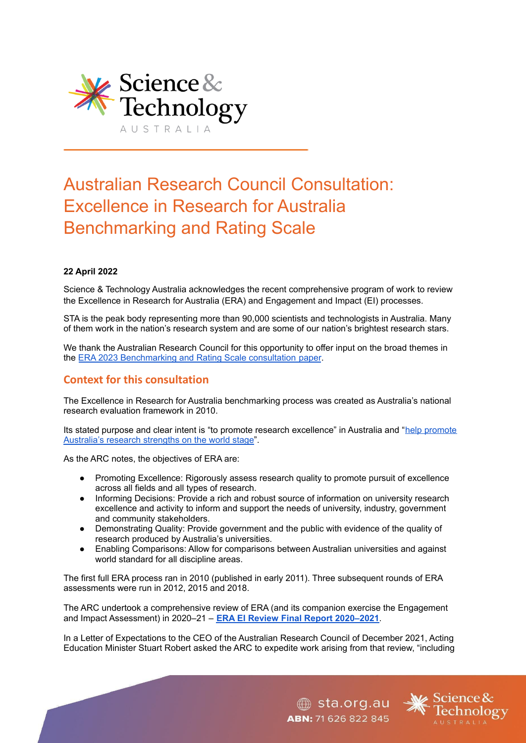# Australian Research Council Consultation: Excellence in Research for Australia Benchmarking and Rating Scale

**22 April 2022**

Science & Technology Australia acknowledges the recent comprehensive program of work to review the Excellence in Research for Australia (ERA) and Engagement and Impact (EI) processes.

STA is the peak body representing more than 90,000 scientists and technologists in Australia. Many of them work in the nation's research system and are some of our nation's brightest research stars.

We thank the Australian Research Council for this opportunity to offer input on the broad themes in the ERA 2023 Benchmarking and Rating Scale consultation paper.

## Context for this consultation

The Excellence in Research for Australia benchmarking process was created as Australia's national research evaluation framework in 2010.

Its stated purpose and clear intent is "to promote research excellence" in Australia and "help promote Australia's research strengths on the world stage".

As the ARC notes, the objectives of ERA are:

- Promoting Excellence: Rigorously assess research quality to promote pursuit of excellence across all fields and all types of research.
- Informing Decisions: Provide a rich and robust source of information on university research excellence and activity to inform and support the needs of university, industry, government and community stakeholders.
- Demonstrating Quality: Provide government and the public with evidence of the quality of research produced by Australia's universities.
- Enabling Comparisons: Allow for comparisons between Australian universities and against world standard for all discipline areas.

The first full ERA process ran in 2010 (published in early 2011). Three subsequent rounds of ERA assessments were run in 2012, 2015 and 2018.

The ARC undertook a comprehensive review of ERA (and its companion exercise the Engagement and Impact Assessment) in 2020–21 – **ERA EI Review Final Report 2020–2021**.

In a Letter of Expectations to the CEO of the Australian Research Council of December 2021, Acting Education Minister Stuart Robert asked the ARC to expedite work arising from that review, "including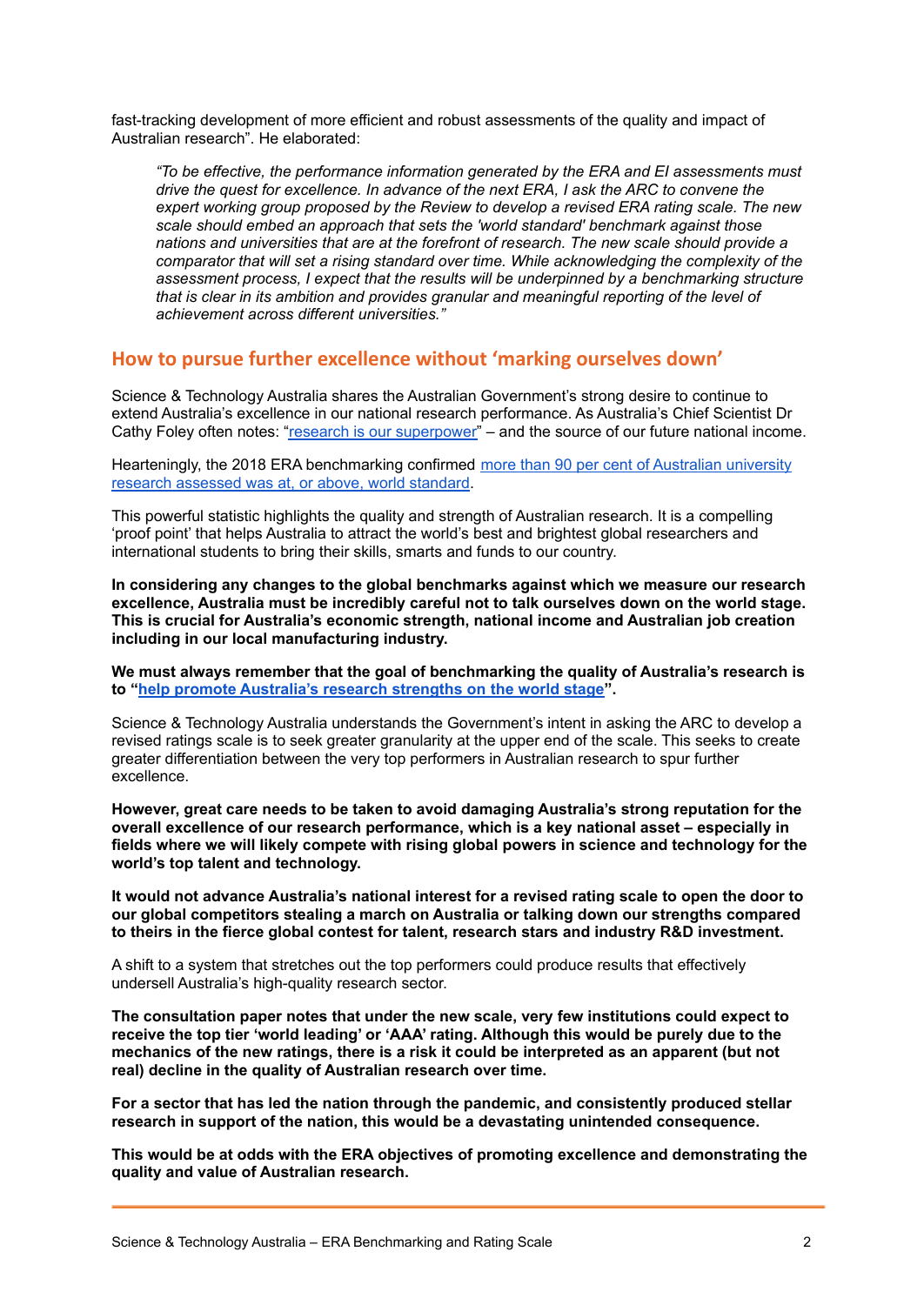fast-tracking development of more efficient and robust assessments of the quality and impact of Australian research". He elaborated:

> *"To be effective, the performance information generated by the ERA and EI assessments must drive the quest for excellence. In advance of the next ERA, I ask the ARC to convene the expert working group proposed by the Review to develop a revised ERA rating scale. The new scale should embed an approach that sets the 'world standard' benchmark against those nations and universities that are at the forefront of research. The new scale should provide a comparator that will set a rising standard over time. While acknowledging the complexity of the assessment process, I expect that the results will be underpinned by a benchmarking structure that is clear in its ambition and provides granular and meaningful reporting of the level of achievement across different universities."*

## How to pursue further excellence without 'marking ourselves down'

Science & Technology Australia shares the Australian Government's strong desire to continue to extend Australia's excellence in our national research performance. As Australia's Chief Scientist Dr Cathy Foley often notes: "research is our superpower" – and the source of our future national income.

Hearteningly, the 2018 ERA benchmarking confirmed more than 90 per cent of Australian university research assessed was at, or above, world standard.

This powerful statistic highlights the quality and strength of Australian research. It is a compelling 'proof point' that helps Australia to attract the world's best and brightest global researchers and international students to bring their skills, smarts and funds to our country.

**In considering any changes to the global benchmarks against which we measure our research excellence, Australia must be incredibly careful not to talk ourselves down on the world stage. This is crucial for Australia's economic strength, national income and Australian job creation including in our local manufacturing industry.**

**We must always remember that the goal of benchmarking the quality of Australia's research is to "help promote Australia's research strengths on the world stage".**

Science & Technology Australia understands the Government's intent in asking the ARC to develop a revised ratings scale is to seek greater granularity at the upper end of the scale. This seeks to create greater differentiation between the very top performers in Australian research to spur further excellence.

**However, great care needs to be taken to avoid damaging Australia's strong reputation for the overall excellence of our research performance, which is a key national asset – especially in fields where we will likely compete with rising global powers in science and technology for the world's top talent and technology.**

**It would not advance Australia's national interest for a revised rating scale to open the door to our global competitors stealing a march on Australia or talking down our strengths compared to theirs in the fierce global contest for talent, research stars and industry R&D investment.**

A shift to a system that stretches out the top performers could produce results that effectively undersell Australia's high-quality research sector.

**The consultation paper notes that under the new scale, very few institutions could expect to receive the top tier 'world leading' or 'AAA' rating. Although this would be purely due to the mechanics of the new ratings, there is a risk it could be interpreted as an apparent (but not real) decline in the quality of Australian research over time.**

**For a sector that has led the nation through the pandemic, and consistently produced stellar research in support of the nation, this would be a devastating unintended consequence.**

**This would be at odds with the ERA objectives of promoting excellence and demonstrating the quality and value of Australian research.**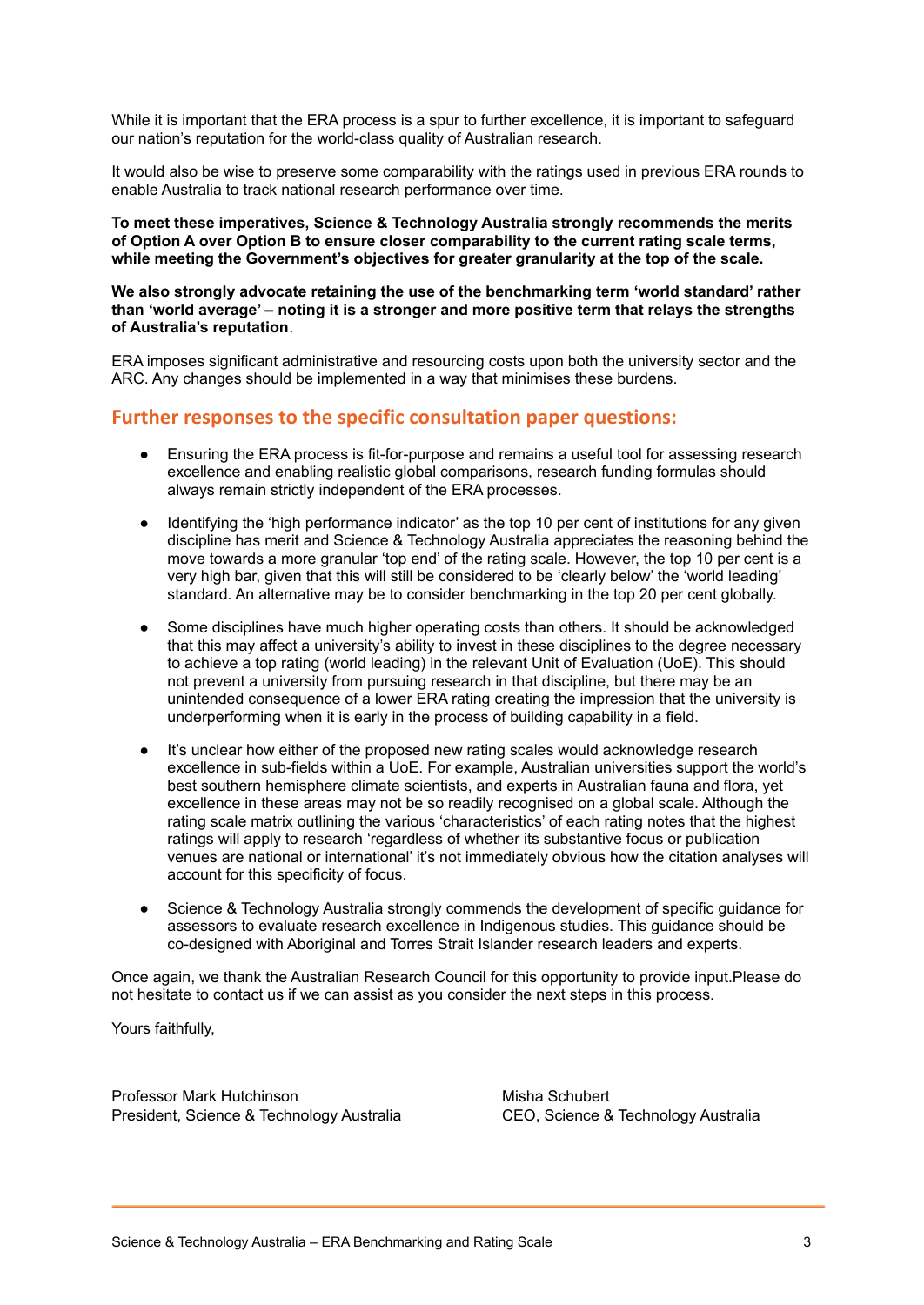While it is important that the ERA process is a spur to further excellence, it is important to safeguard our nation's reputation for the world-class quality of Australian research.

It would also be wise to preserve some comparability with the ratings used in previous ERA rounds to enable Australia to track national research performance over time.

**To meet these imperatives, Science & Technology Australia strongly recommends the merits of Option A over Option B to ensure closer comparability to the current rating scale terms, while meeting the Government's objectives for greater granularity at the top of the scale.**

**We also strongly advocate retaining the use of the benchmarking term 'world standard' rather than 'world average' – noting it is a stronger and more positive term that relays the strengths of Australia's reputation**.

ERA imposes significant administrative and resourcing costs upon both the university sector and the ARC. Any changes should be implemented in a way that minimises these burdens.

## Further responses to the specific consultation paper questions:

- Ensuring the ERA process is fit-for-purpose and remains a useful tool for assessing research excellence and enabling realistic global comparisons, research funding formulas should always remain strictly independent of the ERA processes.

- Identifying the 'high performance indicator' as the top 10 per cent of institutions for any given discipline has merit and Science & Technology Australia appreciates the reasoning behind the move towards a more granular 'top end' of the rating scale. However, the top 10 per cent is a very high bar, given that this will still be considered to be 'clearly below' the 'world leading' standard. An alternative may be to consider benchmarking in the top 20 per cent globally.

- Some disciplines have much higher operating costs than others. It should be acknowledged that this may affect a university's ability to invest in these disciplines to the degree necessary to achieve a top rating (world leading) in the relevant Unit of Evaluation (UoE). This should not prevent a university from pursuing research in that discipline, but there may be an unintended consequence of a lower ERA rating creating the impression that the university is underperforming when it is early in the process of building capability in a field.

- It's unclear how either of the proposed new rating scales would acknowledge research excellence in sub-fields within a UoE. For example, Australian universities support the world's best southern hemisphere climate scientists, and experts in Australian fauna and flora, yet excellence in these areas may not be so readily recognised on a global scale. Although the rating scale matrix outlining the various 'characteristics' of each rating notes that the highest ratings will apply to research 'regardless of whether its substantive focus or publication venues are national or international' it's not immediately obvious how the citation analyses will account for this specificity of focus.

- Science & Technology Australia strongly commends the development of specific guidance for assessors to evaluate research excellence in Indigenous studies. This guidance should be co-designed with Aboriginal and Torres Strait Islander research leaders and experts.

Once again, we thank the Australian Research Council for this opportunity to provide input.Please do not hesitate to contact us if we can assist as you consider the next steps in this process.

Yours faithfully,

Professor Mark Hutchinson
President, Science & Technology Australia

Misha Schubert
CEO, Science & Technology Australia